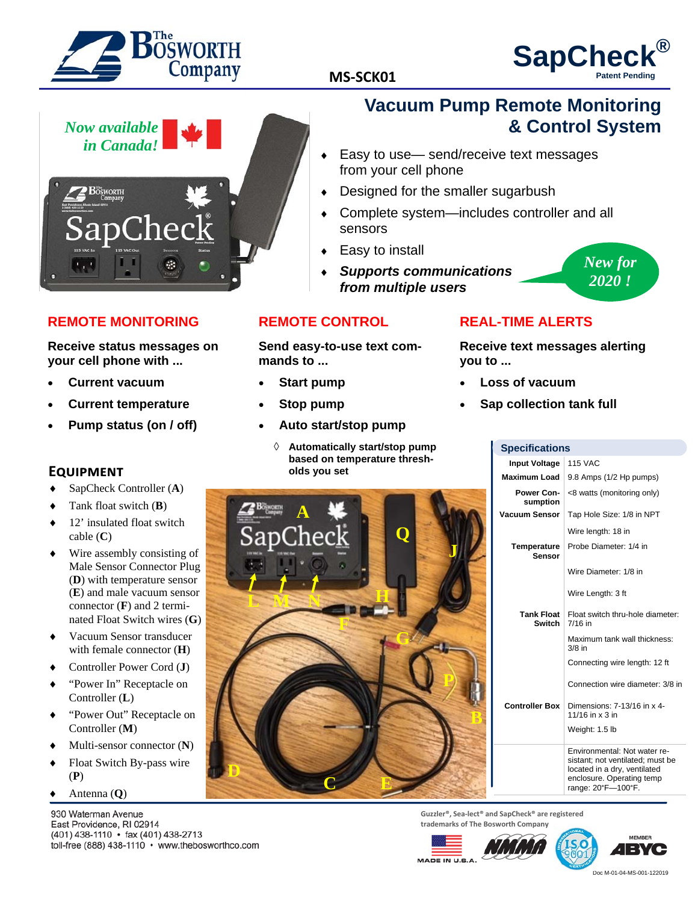# The Bosworth Company

**MS-SCK01**

# SapCheck®
Patent Pending

*Now available in Canada!*

## Vacuum Pump Remote Monitoring & Control System

- Easy to use— send/receive text messages from your cell phone
- Designed for the smaller sugarbush
- Complete system—includes controller and all sensors
- Easy to install
- ***Supports communications from multiple users***

*New for 2020 !*

### REMOTE MONITORING

**Receive status messages on your cell phone with ...**

- **Current vacuum**
- **Current temperature**
- **Pump status (on / off)**

### REMOTE CONTROL

**Send easy-to-use text commands to ...**

- **Start pump**
- **Stop pump**
- **Auto start/stop pump**
  - **Automatically start/stop pump based on temperature thresholds you set**

### REAL-TIME ALERTS

**Receive text messages alerting you to ...**

- **Loss of vacuum**
- **Sap collection tank full**

### EQUIPMENT

- SapCheck Controller (**A**)
- Tank float switch (**B**)
- 12' insulated float switch cable (**C**)
- Wire assembly consisting of Male Sensor Connector Plug (**D**) with temperature sensor (**E**) and male vacuum sensor connector (**F**) and 2 terminated Float Switch wires (**G**)
- Vacuum Sensor transducer with female connector (**H**)
- Controller Power Cord (**J**)
- "Power In" Receptacle on Controller (**L**)
- "Power Out" Receptacle on Controller (**M**)
- Multi-sensor connector (**N**)
- Float Switch By-pass wire (**P**)
- Antenna (**Q**)

### Specifications

| | |
|---|---|
| **Input Voltage** | 115 VAC |
| **Maximum Load** | 9.8 Amps (1/2 Hp pumps) |
| **Power Consumption** | <8 watts (monitoring only) |
| **Vacuum Sensor** | Tap Hole Size: 1/8 in NPT |
| | Wire length: 18 in |
| **Temperature Sensor** | Probe Diameter: 1/4 in |
| | Wire Diameter: 1/8 in |
| | Wire Length: 3 ft |
| **Tank Float Switch** | Float switch thru-hole diameter: 7/16 in |
| | Maximum tank wall thickness: 3/8 in |
| | Connecting wire length: 12 ft |
| | Connection wire diameter: 3/8 in |
| **Controller Box** | Dimensions: 7-13/16 in x 4-11/16 in x 3 in |
| | Weight: 1.5 lb |
| | Environmental: Not water resistant; not ventilated; must be located in a dry, ventilated enclosure. Operating temp range: 20°F—100°F. |

930 Waterman Avenue
East Providence, RI 02914
(401) 438-1110 • fax (401) 438-2713
toll-free (888) 438-1110 • www.thebosworthco.com

**Guzzler®, Sea-lect® and SapCheck® are registered trademarks of The Bosworth Company**

MADE IN U.S.A.

Doc M-01-04-MS-001-122019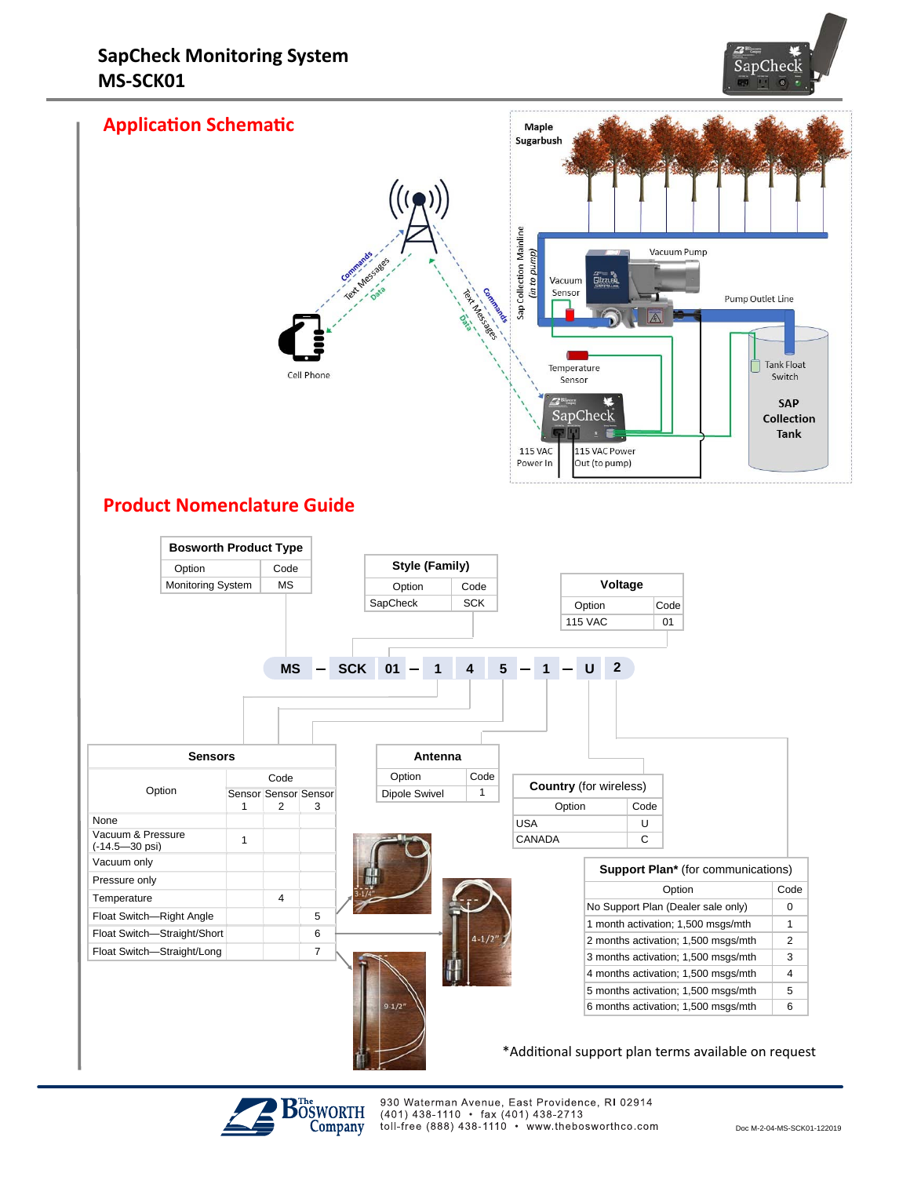# SapCheck Monitoring System
# MS-SCK01

## Application Schematic

Maple Sugarbush

Vacuum Pump

Vacuum Sensor

Pump Outlet Line

Sap Collection Mainline (in to pump)

Temperature Sensor

Tank Float Switch

SAP Collection Tank

Cell Phone

Commands

Text Messages

Data

115 VAC Power In

115 VAC Power Out (to pump)

## Product Nomenclature Guide

**MS – SCK 01 – 1 4 5 – 1 – U 2**

| Bosworth Product Type | |
|---|---|
| Option | Code |
| Monitoring System | MS |

| Style (Family) | |
|---|---|
| Option | Code |
| SapCheck | SCK |

| Voltage | |
|---|---|
| Option | Code |
| 115 VAC | 01 |

| Sensors | | | |
|---|---|---|---|
| Option | Code | | |
| | Sensor 1 | Sensor 2 | Sensor 3 |
| None | | | |
| Vacuum & Pressure (-14.5—30 psi) | 1 | | |
| Vacuum only | | | |
| Pressure only | | | |
| Temperature | | 4 | |
| Float Switch—Right Angle | | | 5 |
| Float Switch—Straight/Short | | | 6 |
| Float Switch—Straight/Long | | | 7 |

3-1/4"

4-1/2"

9-1/2"

| Antenna | |
|---|---|
| Option | Code |
| Dipole Swivel | 1 |

| Country (for wireless) | |
|---|---|
| Option | Code |
| USA | U |
| CANADA | C |

| Support Plan* (for communications) | |
|---|---|
| Option | Code |
| No Support Plan (Dealer sale only) | 0 |
| 1 month activation; 1,500 msgs/mth | 1 |
| 2 months activation; 1,500 msgs/mth | 2 |
| 3 months activation; 1,500 msgs/mth | 3 |
| 4 months activation; 1,500 msgs/mth | 4 |
| 5 months activation; 1,500 msgs/mth | 5 |
| 6 months activation; 1,500 msgs/mth | 6 |

*Additional support plan terms available on request

The Bosworth Company

930 Waterman Avenue, East Providence, RI 02914
(401) 438-1110 • fax (401) 438-2713
toll-free (888) 438-1110 • www.thebosworthco.com

Doc M-2-04-MS-SCK01-122019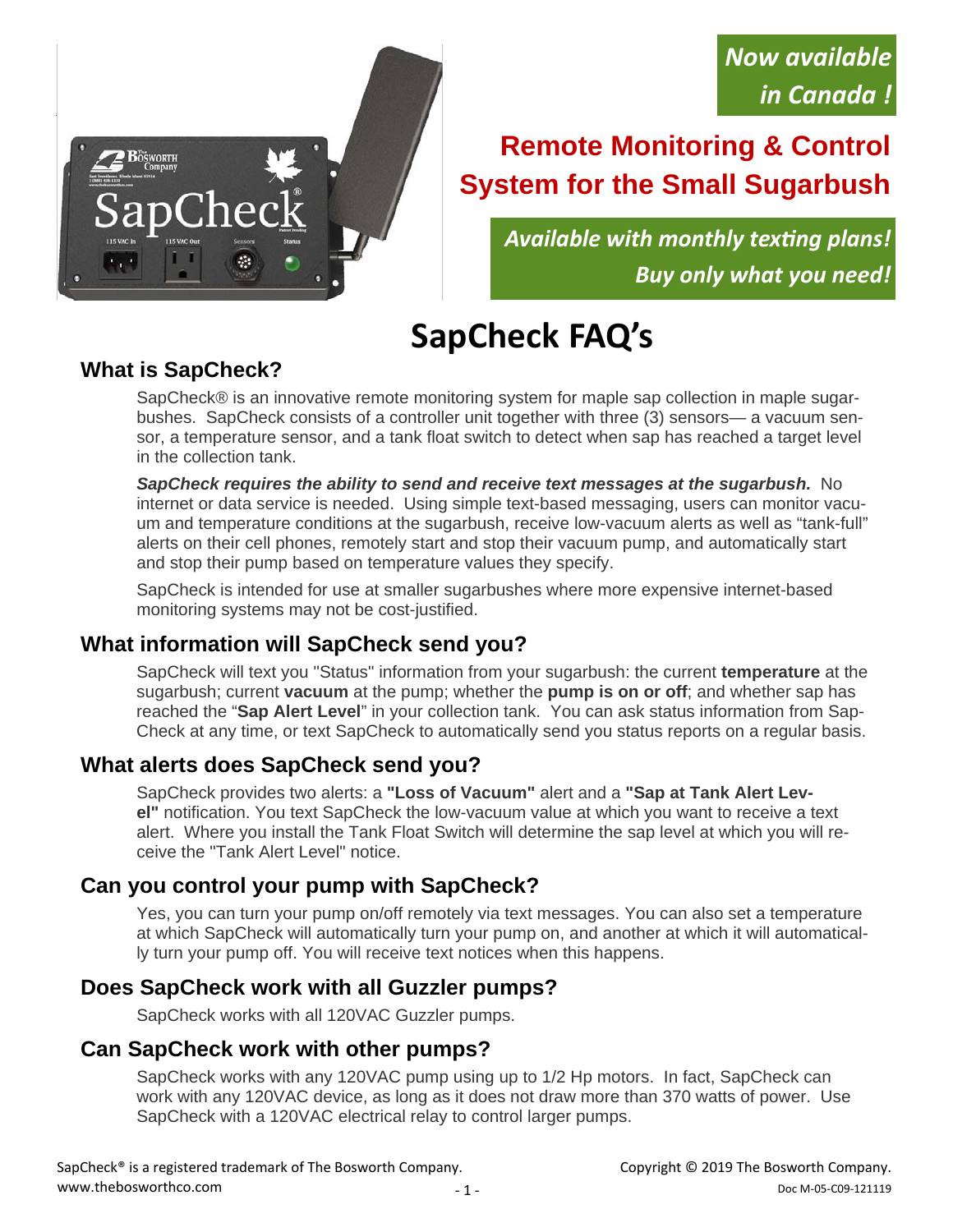**Now available in Canada !**

## Remote Monitoring & Control System for the Small Sugarbush

***Available with monthly texting plans! Buy only what you need!***

# SapCheck FAQ's

### What is SapCheck?

SapCheck® is an innovative remote monitoring system for maple sap collection in maple sugarbushes. SapCheck consists of a controller unit together with three (3) sensors— a vacuum sensor, a temperature sensor, and a tank float switch to detect when sap has reached a target level in the collection tank.

***SapCheck requires the ability to send and receive text messages at the sugarbush.*** No internet or data service is needed. Using simple text-based messaging, users can monitor vacuum and temperature conditions at the sugarbush, receive low-vacuum alerts as well as "tank-full" alerts on their cell phones, remotely start and stop their vacuum pump, and automatically start and stop their pump based on temperature values they specify.

SapCheck is intended for use at smaller sugarbushes where more expensive internet-based monitoring systems may not be cost-justified.

### What information will SapCheck send you?

SapCheck will text you "Status" information from your sugarbush: the current **temperature** at the sugarbush; current **vacuum** at the pump; whether the **pump is on or off**; and whether sap has reached the "**Sap Alert Level**" in your collection tank. You can ask status information from SapCheck at any time, or text SapCheck to automatically send you status reports on a regular basis.

### What alerts does SapCheck send you?

SapCheck provides two alerts: a **"Loss of Vacuum"** alert and a **"Sap at Tank Alert Level"** notification. You text SapCheck the low-vacuum value at which you want to receive a text alert. Where you install the Tank Float Switch will determine the sap level at which you will receive the "Tank Alert Level" notice.

### Can you control your pump with SapCheck?

Yes, you can turn your pump on/off remotely via text messages. You can also set a temperature at which SapCheck will automatically turn your pump on, and another at which it will automatically turn your pump off. You will receive text notices when this happens.

### Does SapCheck work with all Guzzler pumps?

SapCheck works with all 120VAC Guzzler pumps.

### Can SapCheck work with other pumps?

SapCheck works with any 120VAC pump using up to 1/2 Hp motors. In fact, SapCheck can work with any 120VAC device, as long as it does not draw more than 370 watts of power. Use SapCheck with a 120VAC electrical relay to control larger pumps.

SapCheck® is a registered trademark of The Bosworth Company. www.thebosworthco.com

Copyright © 2019 The Bosworth Company. Doc M-05-C09-121119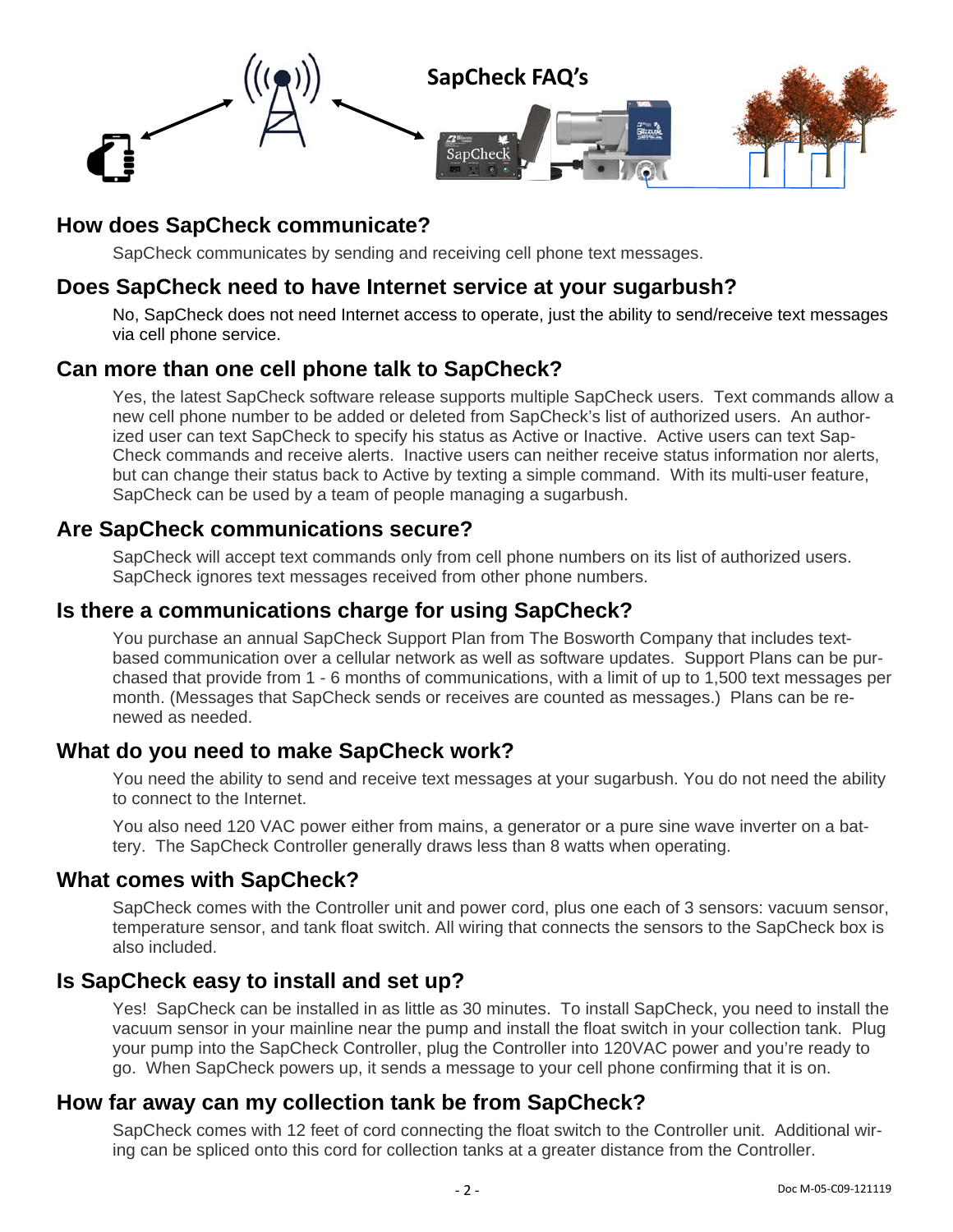# SapCheck FAQ's

## How does SapCheck communicate?

SapCheck communicates by sending and receiving cell phone text messages.

## Does SapCheck need to have Internet service at your sugarbush?

No, SapCheck does not need Internet access to operate, just the ability to send/receive text messages via cell phone service.

## Can more than one cell phone talk to SapCheck?

Yes, the latest SapCheck software release supports multiple SapCheck users. Text commands allow a new cell phone number to be added or deleted from SapCheck's list of authorized users. An authorized user can text SapCheck to specify his status as Active or Inactive. Active users can text SapCheck commands and receive alerts. Inactive users can neither receive status information nor alerts, but can change their status back to Active by texting a simple command. With its multi-user feature, SapCheck can be used by a team of people managing a sugarbush.

## Are SapCheck communications secure?

SapCheck will accept text commands only from cell phone numbers on its list of authorized users. SapCheck ignores text messages received from other phone numbers.

## Is there a communications charge for using SapCheck?

You purchase an annual SapCheck Support Plan from The Bosworth Company that includes text-based communication over a cellular network as well as software updates. Support Plans can be purchased that provide from 1 - 6 months of communications, with a limit of up to 1,500 text messages per month. (Messages that SapCheck sends or receives are counted as messages.) Plans can be renewed as needed.

## What do you need to make SapCheck work?

You need the ability to send and receive text messages at your sugarbush. You do not need the ability to connect to the Internet.

You also need 120 VAC power either from mains, a generator or a pure sine wave inverter on a battery. The SapCheck Controller generally draws less than 8 watts when operating.

## What comes with SapCheck?

SapCheck comes with the Controller unit and power cord, plus one each of 3 sensors: vacuum sensor, temperature sensor, and tank float switch. All wiring that connects the sensors to the SapCheck box is also included.

## Is SapCheck easy to install and set up?

Yes! SapCheck can be installed in as little as 30 minutes. To install SapCheck, you need to install the vacuum sensor in your mainline near the pump and install the float switch in your collection tank. Plug your pump into the SapCheck Controller, plug the Controller into 120VAC power and you're ready to go. When SapCheck powers up, it sends a message to your cell phone confirming that it is on.

## How far away can my collection tank be from SapCheck?

SapCheck comes with 12 feet of cord connecting the float switch to the Controller unit. Additional wiring can be spliced onto this cord for collection tanks at a greater distance from the Controller.

Doc M-05-C09-121119